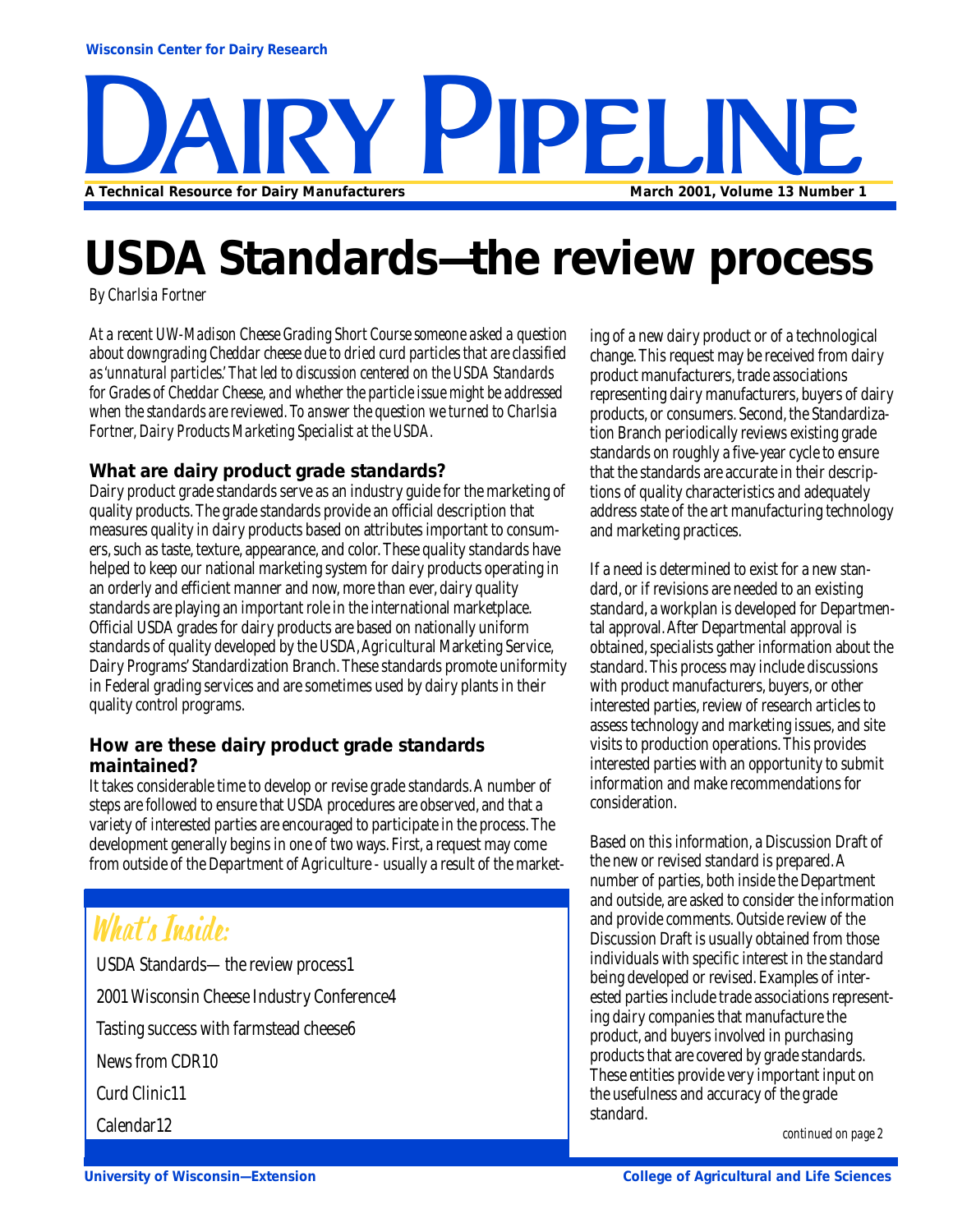Wisconsin Center for Dairy Research

# DAIRY PIPELINE

**A Technical Resource for Dairy Manufacturers** **March 2001, Volume 13 Number 1**

# USDA Standards—the review process

*By Charlsia Fortner*

*At a recent UW-Madison Cheese Grading Short Course someone asked a question about downgrading Cheddar cheese due to dried curd particles that are classified as 'unnatural particles.' That led to discussion centered on the USDA Standards for Grades of Cheddar Cheese, and whether the particle issue might be addressed when the standards are reviewed. To answer the question we turned to Charlsia Fortner, Dairy Products Marketing Specialist at the USDA.*

### What are dairy product grade standards?

Dairy product grade standards serve as an industry guide for the marketing of quality products. The grade standards provide an official description that measures quality in dairy products based on attributes important to consumers, such as taste, texture, appearance, and color. These quality standards have helped to keep our national marketing system for dairy products operating in an orderly and efficient manner and now, more than ever, dairy quality standards are playing an important role in the international marketplace. Official USDA grades for dairy products are based on nationally uniform standards of quality developed by the USDA, Agricultural Marketing Service, Dairy Programs' Standardization Branch. These standards promote uniformity in Federal grading services and are sometimes used by dairy plants in their quality control programs.

### How are these dairy product grade standards maintained?

It takes considerable time to develop or revise grade standards. A number of steps are followed to ensure that USDA procedures are observed, and that a variety of interested parties are encouraged to participate in the process. The development generally begins in one of two ways. First, a request may come from outside of the Department of Agriculture - usually a result of the marketing of a new dairy product or of a technological change. This request may be received from dairy product manufacturers, trade associations representing dairy manufacturers, buyers of dairy products, or consumers. Second, the Standardization Branch periodically reviews existing grade standards on roughly a five-year cycle to ensure that the standards are accurate in their descriptions of quality characteristics and adequately address state of the art manufacturing technology and marketing practices.

If a need is determined to exist for a new standard, or if revisions are needed to an existing standard, a workplan is developed for Departmental approval. After Departmental approval is obtained, specialists gather information about the standard. This process may include discussions with product manufacturers, buyers, or other interested parties, review of research articles to assess technology and marketing issues, and site visits to production operations. This provides interested parties with an opportunity to submit information and make recommendations for consideration.

Based on this information, a Discussion Draft of the new or revised standard is prepared. A number of parties, both inside the Department and outside, are asked to consider the information and provide comments. Outside review of the Discussion Draft is usually obtained from those individuals with specific interest in the standard being developed or revised. Examples of interested parties include trade associations representing dairy companies that manufacture the product, and buyers involved in purchasing products that are covered by grade standards. These entities provide very important input on the usefulness and accuracy of the grade standard.

*continued on page 2*

## What's Inside:

- USDA Standards—the review process 1
- 2001 Wisconsin Cheese Industry Conference 4
- Tasting success with farmstead cheese 6
- News from CDR 10
- Curd Clinic 11
- Calendar 12

University of Wisconsin—Extension College of Agricultural and Life Sciences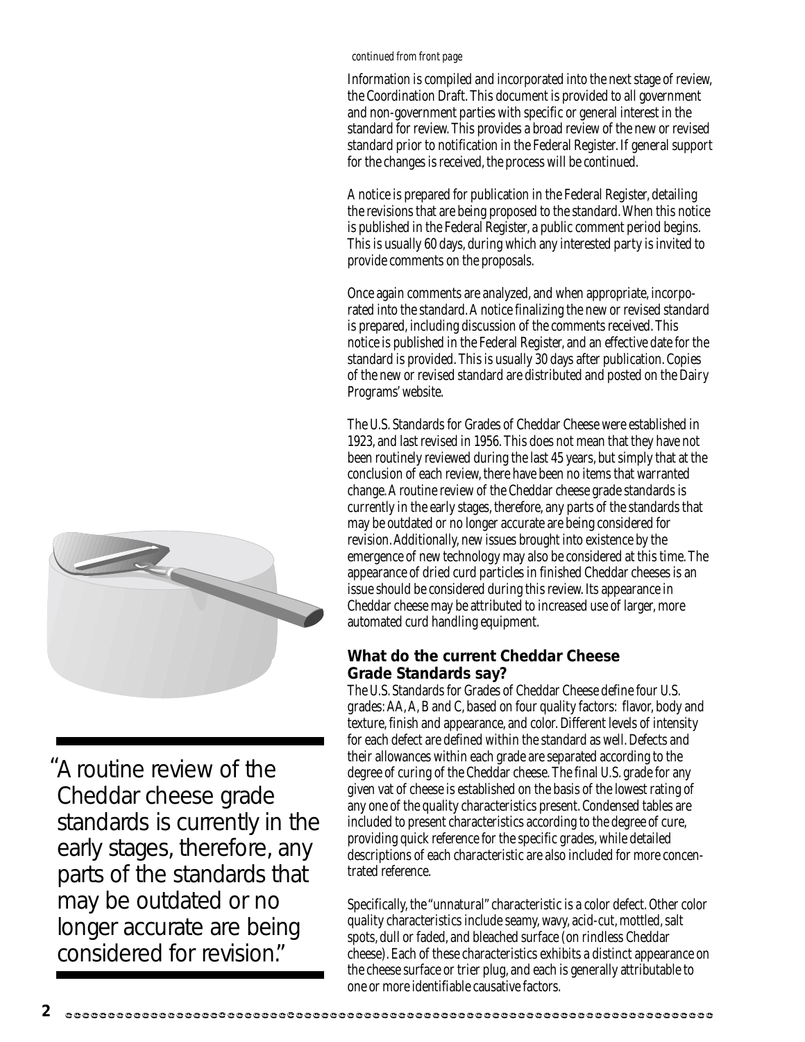*continued from front page*

Information is compiled and incorporated into the next stage of review, the Coordination Draft. This document is provided to all government and non-government parties with specific or general interest in the standard for review. This provides a broad review of the new or revised standard prior to notification in the Federal Register. If general support for the changes is received, the process will be continued.

A notice is prepared for publication in the Federal Register, detailing the revisions that are being proposed to the standard. When this notice is published in the Federal Register, a public comment period begins. This is usually 60 days, during which any interested party is invited to provide comments on the proposals.

Once again comments are analyzed, and when appropriate, incorporated into the standard. A notice finalizing the new or revised standard is prepared, including discussion of the comments received. This notice is published in the Federal Register, and an effective date for the standard is provided. This is usually 30 days after publication. Copies of the new or revised standard are distributed and posted on the Dairy Programs' website.

The U.S. Standards for Grades of Cheddar Cheese were established in 1923, and last revised in 1956. This does not mean that they have not been routinely reviewed during the last 45 years, but simply that at the conclusion of each review, there have been no items that warranted change. A routine review of the Cheddar cheese grade standards is currently in the early stages, therefore, any parts of the standards that may be outdated or no longer accurate are being considered for revision. Additionally, new issues brought into existence by the emergence of new technology may also be considered at this time. The appearance of dried curd particles in finished Cheddar cheeses is an issue should be considered during this review. Its appearance in Cheddar cheese may be attributed to increased use of larger, more automated curd handling equipment.

"A routine review of the Cheddar cheese grade standards is currently in the early stages, therefore, any parts of the standards that may be outdated or no longer accurate are being considered for revision."

### What do the current Cheddar Cheese Grade Standards say?

The U.S. Standards for Grades of Cheddar Cheese define four U.S. grades: AA, A, B and C, based on four quality factors: flavor, body and texture, finish and appearance, and color. Different levels of intensity for each defect are defined within the standard as well. Defects and their allowances within each grade are separated according to the degree of curing of the Cheddar cheese. The final U.S. grade for any given vat of cheese is established on the basis of the lowest rating of any one of the quality characteristics present. Condensed tables are included to present characteristics according to the degree of cure, providing quick reference for the specific grades, while detailed descriptions of each characteristic are also included for more concentrated reference.

Specifically, the "unnatural" characteristic is a color defect. Other color quality characteristics include seamy, wavy, acid-cut, mottled, salt spots, dull or faded, and bleached surface (on rindless Cheddar cheese). Each of these characteristics exhibits a distinct appearance on the cheese surface or trier plug, and each is generally attributable to one or more identifiable causative factors.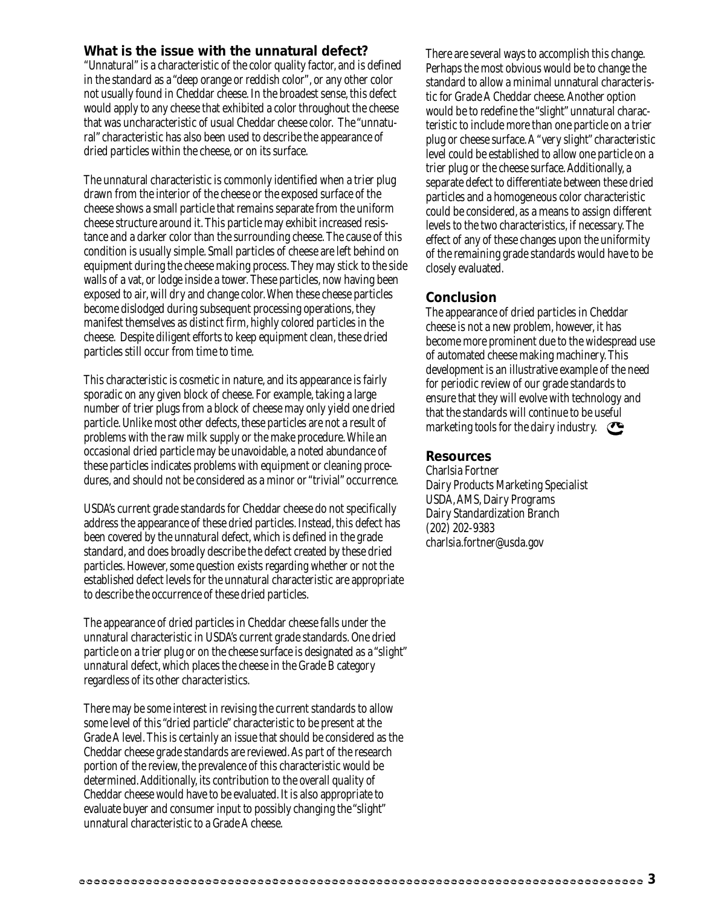## What is the issue with the unnatural defect?

"Unnatural" is a characteristic of the color quality factor, and is defined in the standard as a "deep orange or reddish color", or any other color not usually found in Cheddar cheese. In the broadest sense, this defect would apply to any cheese that exhibited a color throughout the cheese that was uncharacteristic of usual Cheddar cheese color. The "unnatural" characteristic has also been used to describe the appearance of dried particles within the cheese, or on its surface.

The unnatural characteristic is commonly identified when a trier plug drawn from the interior of the cheese or the exposed surface of the cheese shows a small particle that remains separate from the uniform cheese structure around it. This particle may exhibit increased resistance and a darker color than the surrounding cheese. The cause of this condition is usually simple. Small particles of cheese are left behind on equipment during the cheese making process. They may stick to the side walls of a vat, or lodge inside a tower. These particles, now having been exposed to air, will dry and change color. When these cheese particles become dislodged during subsequent processing operations, they manifest themselves as distinct firm, highly colored particles in the cheese. Despite diligent efforts to keep equipment clean, these dried particles still occur from time to time.

This characteristic is cosmetic in nature, and its appearance is fairly sporadic on any given block of cheese. For example, taking a large number of trier plugs from a block of cheese may only yield one dried particle. Unlike most other defects, these particles are not a result of problems with the raw milk supply or the make procedure. While an occasional dried particle may be unavoidable, a noted abundance of these particles indicates problems with equipment or cleaning procedures, and should not be considered as a minor or "trivial" occurrence.

USDA's current grade standards for Cheddar cheese do not specifically address the appearance of these dried particles. Instead, this defect has been covered by the unnatural defect, which is defined in the grade standard, and does broadly describe the defect created by these dried particles. However, some question exists regarding whether or not the established defect levels for the unnatural characteristic are appropriate to describe the occurrence of these dried particles.

The appearance of dried particles in Cheddar cheese falls under the unnatural characteristic in USDA's current grade standards. One dried particle on a trier plug or on the cheese surface is designated as a "slight" unnatural defect, which places the cheese in the Grade B category regardless of its other characteristics.

There may be some interest in revising the current standards to allow some level of this "dried particle" characteristic to be present at the Grade A level. This is certainly an issue that should be considered as the Cheddar cheese grade standards are reviewed. As part of the research portion of the review, the prevalence of this characteristic would be determined. Additionally, its contribution to the overall quality of Cheddar cheese would have to be evaluated. It is also appropriate to evaluate buyer and consumer input to possibly changing the "slight" unnatural characteristic to a Grade A cheese.

There are several ways to accomplish this change. Perhaps the most obvious would be to change the standard to allow a minimal unnatural characteristic for Grade A Cheddar cheese. Another option would be to redefine the "slight" unnatural characteristic to include more than one particle on a trier plug or cheese surface. A "very slight" characteristic level could be established to allow one particle on a trier plug or the cheese surface. Additionally, a separate defect to differentiate between these dried particles and a homogeneous color characteristic could be considered, as a means to assign different levels to the two characteristics, if necessary. The effect of any of these changes upon the uniformity of the remaining grade standards would have to be closely evaluated.

## Conclusion

The appearance of dried particles in Cheddar cheese is not a new problem, however, it has become more prominent due to the widespread use of automated cheese making machinery. This development is an illustrative example of the need for periodic review of our grade standards to ensure that they will evolve with technology and that the standards will continue to be useful marketing tools for the dairy industry.

## Resources

Charlsia Fortner
Dairy Products Marketing Specialist
USDA, AMS, Dairy Programs
Dairy Standardization Branch
(202) 202-9383
charlsia.fortner@usda.gov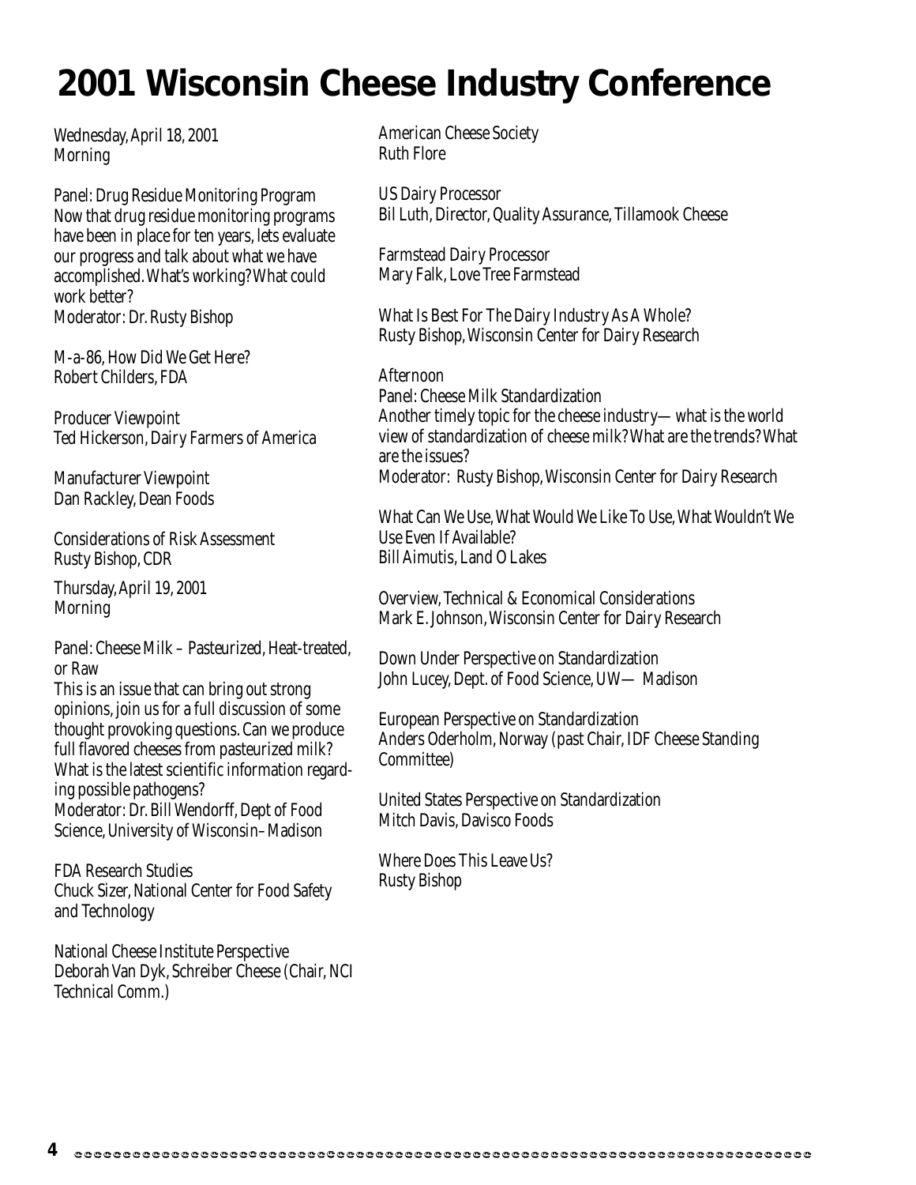# 2001 Wisconsin Cheese Industry Conference

Wednesday, April 18, 2001
Morning

Panel: Drug Residue Monitoring Program
Now that drug residue monitoring programs have been in place for ten years, lets evaluate our progress and talk about what we have accomplished. What's working? What could work better?
Moderator: Dr. Rusty Bishop

M-a-86, How Did We Get Here?
Robert Childers, FDA

Producer Viewpoint
Ted Hickerson, Dairy Farmers of America

Manufacturer Viewpoint
Dan Rackley, Dean Foods

Considerations of Risk Assessment
Rusty Bishop, CDR

Thursday, April 19, 2001
Morning

Panel: Cheese Milk – Pasteurized, Heat-treated, or Raw
This is an issue that can bring out strong opinions, join us for a full discussion of some thought provoking questions. Can we produce full flavored cheeses from pasteurized milk? What is the latest scientific information regarding possible pathogens?
Moderator: Dr. Bill Wendorff, Dept of Food Science, University of Wisconsin–Madison

FDA Research Studies
Chuck Sizer, National Center for Food Safety and Technology

National Cheese Institute Perspective
Deborah Van Dyk, Schreiber Cheese (Chair, NCI Technical Comm.)

American Cheese Society
Ruth Flore

US Dairy Processor
Bil Luth, Director, Quality Assurance, Tillamook Cheese

Farmstead Dairy Processor
Mary Falk, Love Tree Farmstead

What Is Best For The Dairy Industry As A Whole?
Rusty Bishop, Wisconsin Center for Dairy Research

Afternoon
Panel: Cheese Milk Standardization
Another timely topic for the cheese industry— what is the world view of standardization of cheese milk? What are the trends? What are the issues?
Moderator: Rusty Bishop, Wisconsin Center for Dairy Research

What Can We Use, What Would We Like To Use, What Wouldn't We Use Even If Available?
Bill Aimutis, Land O Lakes

Overview, Technical & Economical Considerations
Mark E. Johnson, Wisconsin Center for Dairy Research

Down Under Perspective on Standardization
John Lucey, Dept. of Food Science, UW— Madison

European Perspective on Standardization
Anders Oderholm, Norway (past Chair, IDF Cheese Standing Committee)

United States Perspective on Standardization
Mitch Davis, Davisco Foods

Where Does This Leave Us?
Rusty Bishop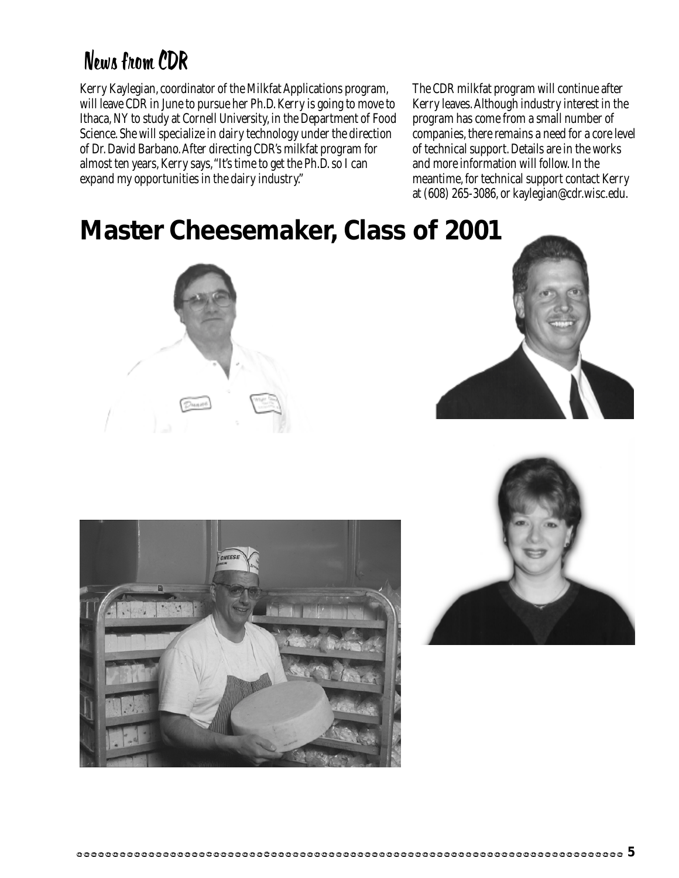## News from CDR

Kerry Kaylegian, coordinator of the Milkfat Applications program, will leave CDR in June to pursue her Ph.D. Kerry is going to move to Ithaca, NY to study at Cornell University, in the Department of Food Science. She will specialize in dairy technology under the direction of Dr. David Barbano. After directing CDR's milkfat program for almost ten years, Kerry says, "It's time to get the Ph.D. so I can expand my opportunities in the dairy industry."

The CDR milkfat program will continue after Kerry leaves. Although industry interest in the program has come from a small number of companies, there remains a need for a core level of technical support. Details are in the works and more information will follow. In the meantime, for technical support contact Kerry at (608) 265-3086, or kaylegian@cdr.wisc.edu.

# Master Cheesemaker, Class of 2001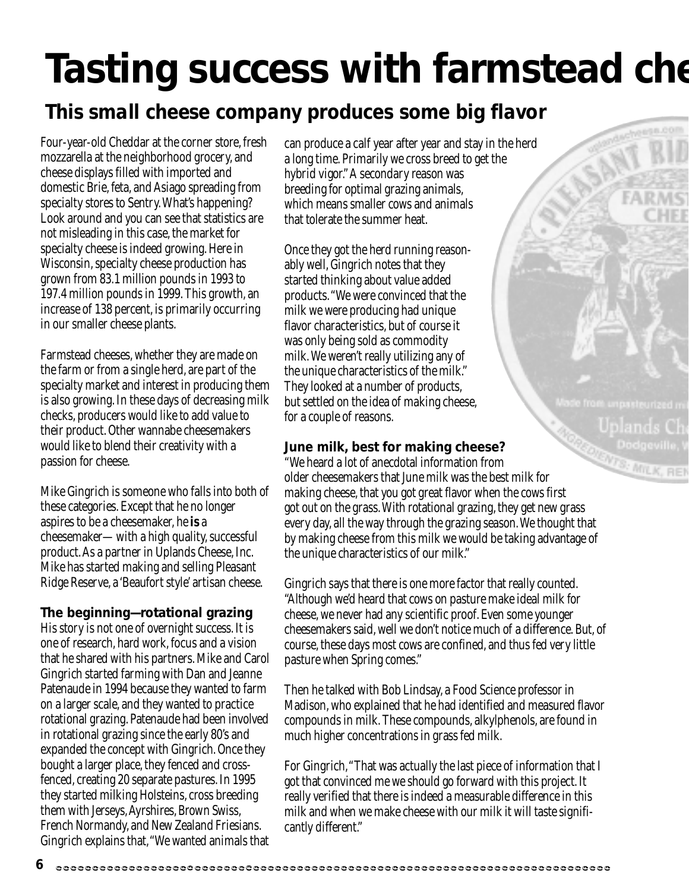# Tasting success with farmstead che

## *This small cheese company produces some big flavor*

Four-year-old Cheddar at the corner store, fresh mozzarella at the neighborhood grocery, and cheese displays filled with imported and domestic Brie, feta, and Asiago spreading from specialty stores to Sentry. What's happening? Look around and you can see that statistics are not misleading in this case, the market for specialty cheese is indeed growing. Here in Wisconsin, specialty cheese production has grown from 83.1 million pounds in 1993 to 197.4 million pounds in 1999. This growth, an increase of 138 percent, is primarily occurring in our smaller cheese plants.

Farmstead cheeses, whether they are made on the farm or from a single herd, are part of the specialty market and interest in producing them is also growing. In these days of decreasing milk checks, producers would like to add value to their product. Other wannabe cheesemakers would like to blend their creativity with a passion for cheese.

Mike Gingrich is someone who falls into both of these categories. Except that he no longer aspires to be a cheesemaker, he **is** a cheesemaker— with a high quality, successful product. As a partner in Uplands Cheese, Inc. Mike has started making and selling Pleasant Ridge Reserve, a 'Beaufort style' artisan cheese.

### The beginning—rotational grazing

His story is not one of overnight success. It is one of research, hard work, focus and a vision that he shared with his partners. Mike and Carol Gingrich started farming with Dan and Jeanne Patenaude in 1994 because they wanted to farm on a larger scale, and they wanted to practice rotational grazing. Patenaude had been involved in rotational grazing since the early 80's and expanded the concept with Gingrich. Once they bought a larger place, they fenced and cross-fenced, creating 20 separate pastures. In 1995 they started milking Holsteins, cross breeding them with Jerseys, Ayrshires, Brown Swiss, French Normandy, and New Zealand Friesians. Gingrich explains that, "We wanted animals that can produce a calf year after year and stay in the herd a long time. Primarily we cross breed to get the hybrid vigor." A secondary reason was breeding for optimal grazing animals, which means smaller cows and animals that tolerate the summer heat.

Once they got the herd running reasonably well, Gingrich notes that they started thinking about value added products. "We were convinced that the milk we were producing had unique flavor characteristics, but of course it was only being sold as commodity milk. We weren't really utilizing any of the unique characteristics of the milk." They looked at a number of products, but settled on the idea of making cheese, for a couple of reasons.

### June milk, best for making cheese?

"We heard a lot of anecdotal information from older cheesemakers that June milk was the best milk for making cheese, that you got great flavor when the cows first got out on the grass. With rotational grazing, they get new grass every day, all the way through the grazing season. We thought that by making cheese from this milk we would be taking advantage of the unique characteristics of our milk."

Gingrich says that there is one more factor that really counted. "Although we'd heard that cows on pasture make ideal milk for cheese, we never had any scientific proof. Even some younger cheesemakers said, well we don't notice much of a difference. But, of course, these days most cows are confined, and thus fed very little pasture when Spring comes."

Then he talked with Bob Lindsay, a Food Science professor in Madison, who explained that he had identified and measured flavor compounds in milk. These compounds, alkylphenols, are found in much higher concentrations in grass fed milk.

For Gingrich, "That was actually the last piece of information that I got that convinced me we should go forward with this project. It really verified that there is indeed a measurable difference in this milk and when we make cheese with our milk it will taste significantly different."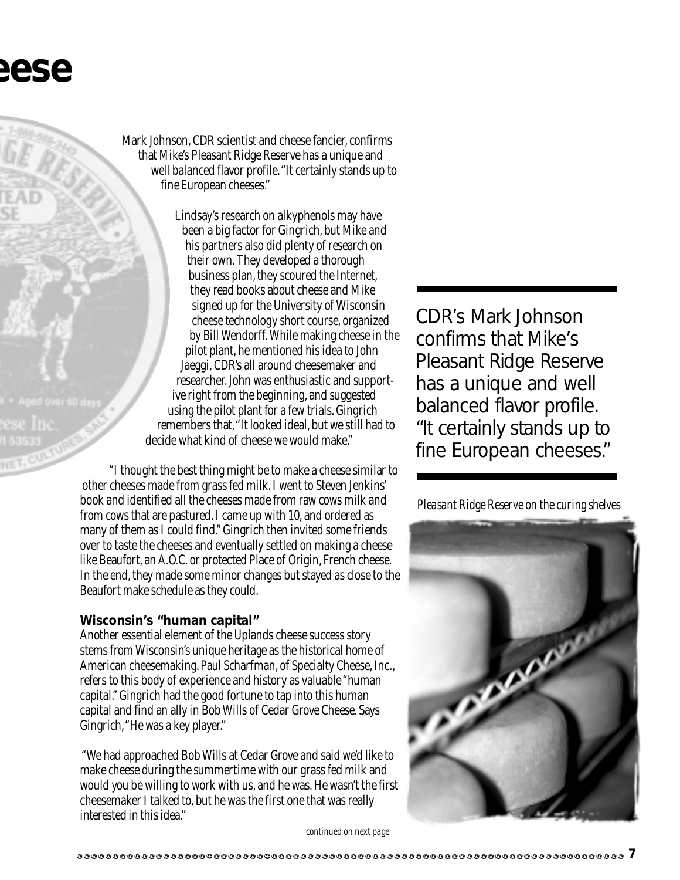Mark Johnson, CDR scientist and cheese fancier, confirms that Mike's Pleasant Ridge Reserve has a unique and well balanced flavor profile. "It certainly stands up to fine European cheeses."

Lindsay's research on alkyphenols may have been a big factor for Gingrich, but Mike and his partners also did plenty of research on their own. They developed a thorough business plan, they scoured the Internet, they read books about cheese and Mike signed up for the University of Wisconsin cheese technology short course, organized by Bill Wendorff. While making cheese in the pilot plant, he mentioned his idea to John Jaeggi, CDR's all around cheesemaker and researcher. John was enthusiastic and supportive right from the beginning, and suggested using the pilot plant for a few trials. Gingrich remembers that, "It looked ideal, but we still had to decide what kind of cheese we would make."

"I thought the best thing might be to make a cheese similar to other cheeses made from grass fed milk. I went to Steven Jenkins' book and identified all the cheeses made from raw cows milk and from cows that are pastured. I came up with 10, and ordered as many of them as I could find." Gingrich then invited some friends over to taste the cheeses and eventually settled on making a cheese like Beaufort, an A.O.C. or protected Place of Origin, French cheese. In the end, they made some minor changes but stayed as close to the Beaufort make schedule as they could.

**Wisconsin's "human capital"**

Another essential element of the Uplands cheese success story stems from Wisconsin's unique heritage as the historical home of American cheesemaking. Paul Scharfman, of Specialty Cheese, Inc., refers to this body of experience and history as valuable "human capital." Gingrich had the good fortune to tap into this human capital and find an ally in Bob Wills of Cedar Grove Cheese. Says Gingrich, "He was a key player."

"We had approached Bob Wills at Cedar Grove and said we'd like to make cheese during the summertime with our grass fed milk and would you be willing to work with us, and he was. He wasn't the first cheesemaker I talked to, but he was the first one that was really interested in this idea."

*continued on next page*

CDR's Mark Johnson confirms that Mike's Pleasant Ridge Reserve has a unique and well balanced flavor profile. "It certainly stands up to fine European cheeses."

*Pleasant Ridge Reserve on the curing shelves*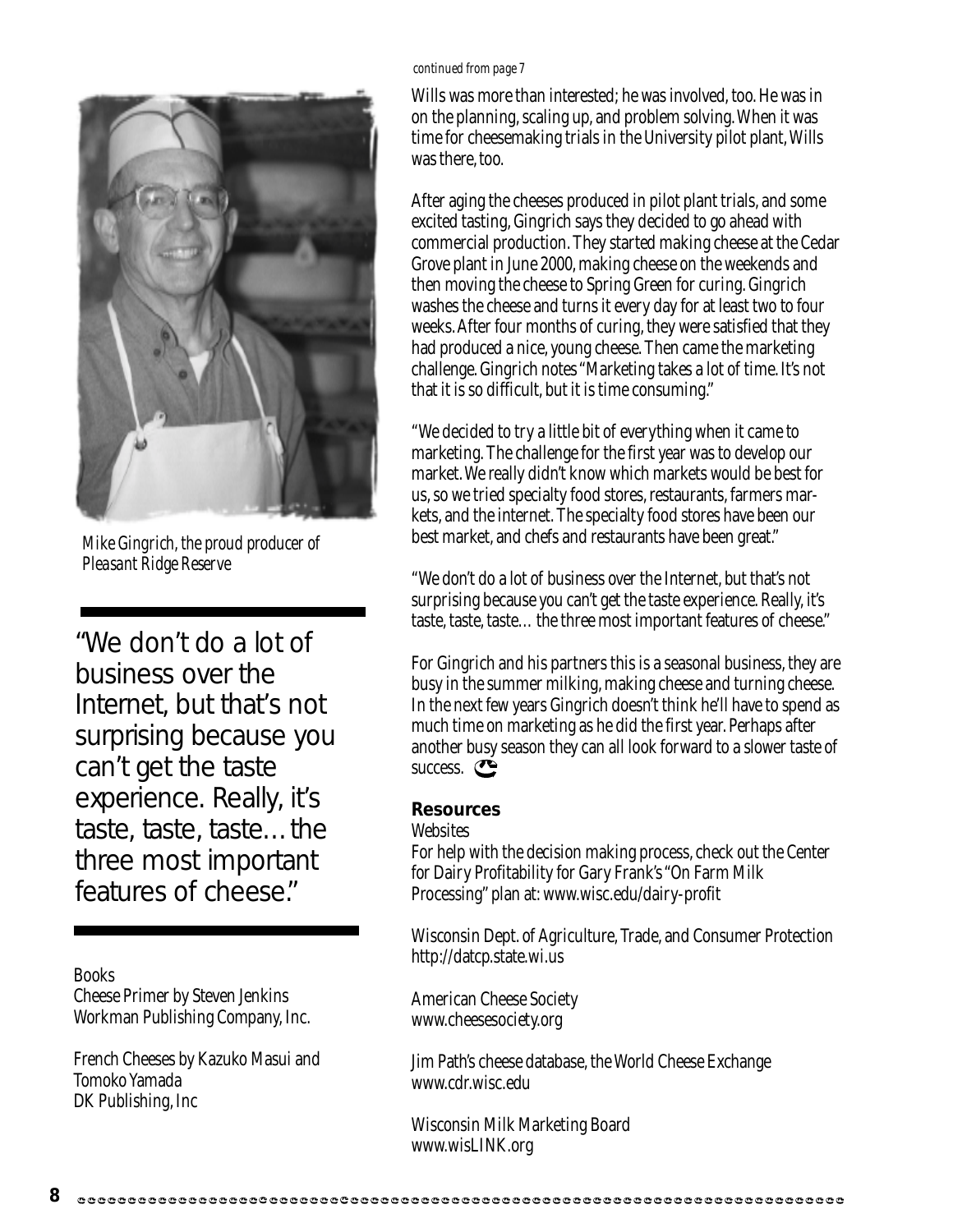*Mike Gingrich, the proud producer of Pleasant Ridge Reserve*

"We don't do a lot of business over the Internet, but that's not surprising because you can't get the taste experience. Really, it's taste, taste, taste… the three most important features of cheese."

*continued from page 7*

Wills was more than interested; he was involved, too. He was in on the planning, scaling up, and problem solving. When it was time for cheesemaking trials in the University pilot plant, Wills was there, too.

After aging the cheeses produced in pilot plant trials, and some excited tasting, Gingrich says they decided to go ahead with commercial production. They started making cheese at the Cedar Grove plant in June 2000, making cheese on the weekends and then moving the cheese to Spring Green for curing. Gingrich washes the cheese and turns it every day for at least two to four weeks. After four months of curing, they were satisfied that they had produced a nice, young cheese. Then came the marketing challenge. Gingrich notes "Marketing takes a lot of time. It's not that it is so difficult, but it is time consuming."

"We decided to try a little bit of everything when it came to marketing. The challenge for the first year was to develop our market. We really didn't know which markets would be best for us, so we tried specialty food stores, restaurants, farmers markets, and the internet. The specialty food stores have been our best market, and chefs and restaurants have been great."

"We don't do a lot of business over the Internet, but that's not surprising because you can't get the taste experience. Really, it's taste, taste, taste… the three most important features of cheese."

For Gingrich and his partners this is a seasonal business, they are busy in the summer milking, making cheese and turning cheese. In the next few years Gingrich doesn't think he'll have to spend as much time on marketing as he did the first year. Perhaps after another busy season they can all look forward to a slower taste of success.

## Resources

*Websites*

For help with the decision making process, check out the Center for Dairy Profitability for Gary Frank's "On Farm Milk Processing" plan at: www.wisc.edu/dairy-profit

Wisconsin Dept. of Agriculture, Trade, and Consumer Protection
http://datcp.state.wi.us

American Cheese Society
www.cheesesociety.org

Jim Path's cheese database, the World Cheese Exchange
www.cdr.wisc.edu

Wisconsin Milk Marketing Board
www.wisLINK.org

*Books*

Cheese Primer by Steven Jenkins
Workman Publishing Company, Inc.

French Cheeses by Kazuko Masui and Tomoko Yamada
DK Publishing, Inc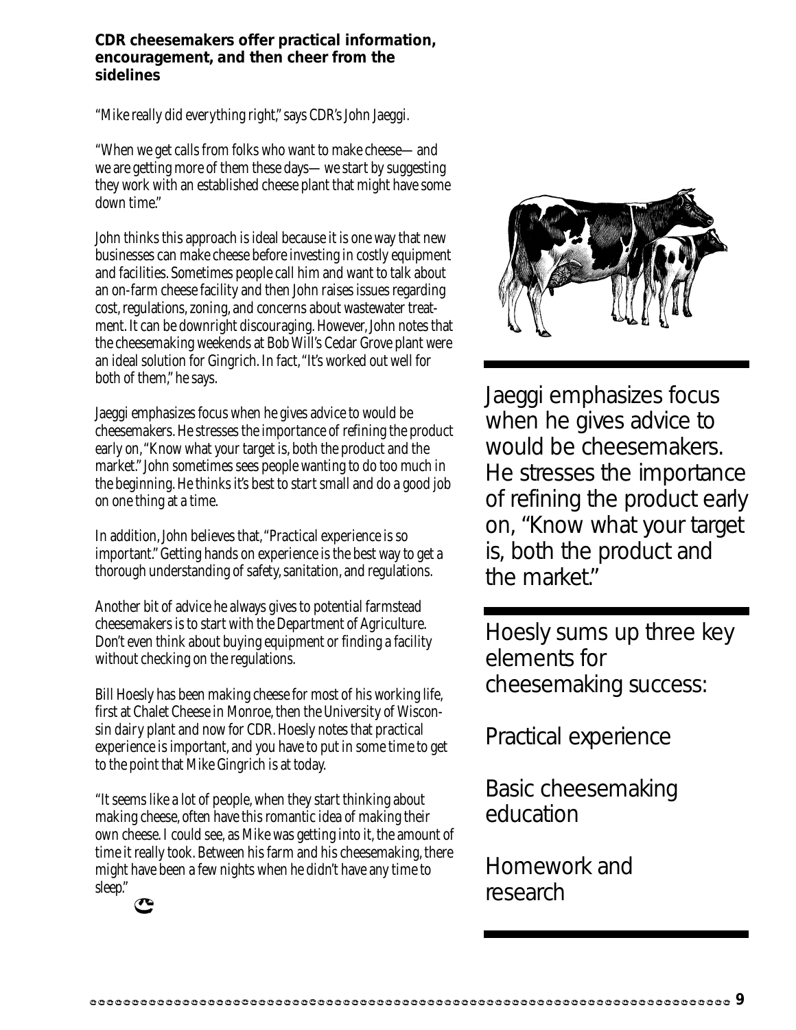**CDR cheesemakers offer practical information, encouragement, and then cheer from the sidelines**

"Mike really did everything right," says CDR's John Jaeggi.

"When we get calls from folks who want to make cheese—and we are getting more of them these days—we start by suggesting they work with an established cheese plant that might have some down time."

John thinks this approach is ideal because it is one way that new businesses can make cheese before investing in costly equipment and facilities. Sometimes people call him and want to talk about an on-farm cheese facility and then John raises issues regarding cost, regulations, zoning, and concerns about wastewater treatment. It can be downright discouraging. However, John notes that the cheesemaking weekends at Bob Will's Cedar Grove plant were an ideal solution for Gingrich. In fact, "It's worked out well for both of them," he says.

Jaeggi emphasizes focus when he gives advice to would be cheesemakers. He stresses the importance of refining the product early on, "Know what your target is, both the product and the market." John sometimes sees people wanting to do too much in the beginning. He thinks it's best to start small and do a good job on one thing at a time.

In addition, John believes that, "Practical experience is so important." Getting hands on experience is the best way to get a thorough understanding of safety, sanitation, and regulations.

Another bit of advice he always gives to potential farmstead cheesemakers is to start with the Department of Agriculture. Don't even think about buying equipment or finding a facility without checking on the regulations.

Bill Hoesly has been making cheese for most of his working life, first at Chalet Cheese in Monroe, then the University of Wisconsin dairy plant and now for CDR. Hoesly notes that practical experience is important, and you have to put in some time to get to the point that Mike Gingrich is at today.

"It seems like a lot of people, when they start thinking about making cheese, often have this romantic idea of making their own cheese. I could see, as Mike was getting into it, the amount of time it really took. Between his farm and his cheesemaking, there might have been a few nights when he didn't have any time to sleep."

---

Jaeggi emphasizes focus when he gives advice to would be cheesemakers. He stresses the importance of refining the product early on, "Know what your target is, both the product and the market."

---

Hoesly sums up three key elements for cheesemaking success:

Practical experience

Basic cheesemaking education

Homework and research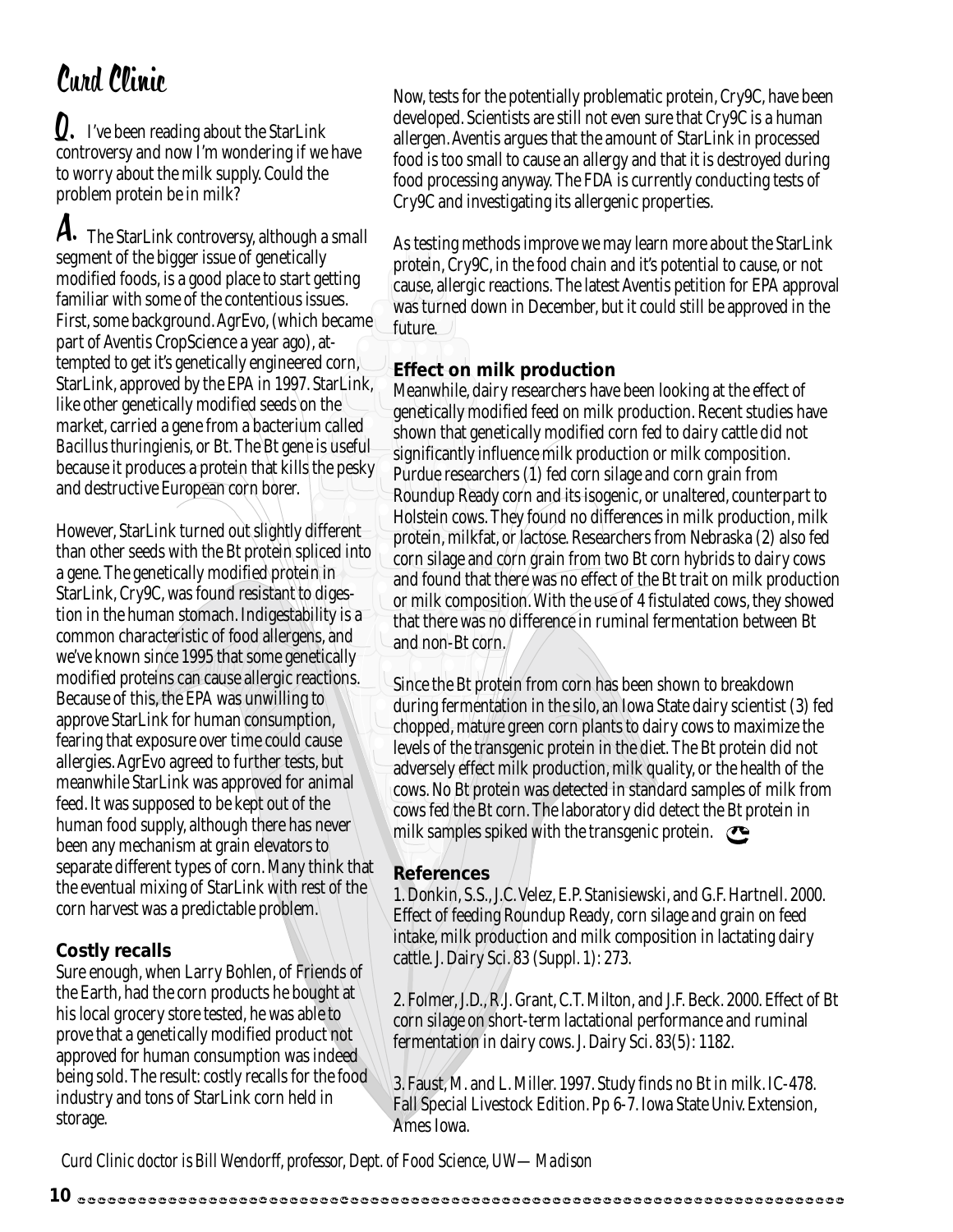# Curd Clinic

**Q.** I've been reading about the StarLink controversy and now I'm wondering if we have to worry about the milk supply. Could the problem protein be in milk?

**A.** The StarLink controversy, although a small segment of the bigger issue of genetically modified foods, is a good place to start getting familiar with some of the contentious issues. First, some background. AgrEvo, (which became part of Aventis CropScience a year ago), attempted to get it's genetically engineered corn, StarLink, approved by the EPA in 1997. StarLink, like other genetically modified seeds on the market, carried a gene from a bacterium called *Bacillus thuringienis*, or Bt. The Bt gene is useful because it produces a protein that kills the pesky and destructive European corn borer.

However, StarLink turned out slightly different than other seeds with the Bt protein spliced into a gene. The genetically modified protein in StarLink, Cry9C, was found resistant to digestion in the human stomach. Indigestability is a common characteristic of food allergens, and we've known since 1995 that some genetically modified proteins can cause allergic reactions. Because of this, the EPA was unwilling to approve StarLink for human consumption, fearing that exposure over time could cause allergies. AgrEvo agreed to further tests, but meanwhile StarLink was approved for animal feed. It was supposed to be kept out of the human food supply, although there has never been any mechanism at grain elevators to separate different types of corn. Many think that the eventual mixing of StarLink with rest of the corn harvest was a predictable problem.

### Costly recalls

Sure enough, when Larry Bohlen, of Friends of the Earth, had the corn products he bought at his local grocery store tested, he was able to prove that a genetically modified product not approved for human consumption was indeed being sold. The result: costly recalls for the food industry and tons of StarLink corn held in storage.

Now, tests for the potentially problematic protein, Cry9C, have been developed. Scientists are still not even sure that Cry9C is a human allergen. Aventis argues that the amount of StarLink in processed food is too small to cause an allergy and that it is destroyed during food processing anyway. The FDA is currently conducting tests of Cry9C and investigating its allergenic properties.

As testing methods improve we may learn more about the StarLink protein, Cry9C, in the food chain and it's potential to cause, or not cause, allergic reactions. The latest Aventis petition for EPA approval was turned down in December, but it could still be approved in the future.

### Effect on milk production

Meanwhile, dairy researchers have been looking at the effect of genetically modified feed on milk production. Recent studies have shown that genetically modified corn fed to dairy cattle did not significantly influence milk production or milk composition. Purdue researchers (1) fed corn silage and corn grain from Roundup Ready corn and its isogenic, or unaltered, counterpart to Holstein cows. They found no differences in milk production, milk protein, milkfat, or lactose. Researchers from Nebraska (2) also fed corn silage and corn grain from two Bt corn hybrids to dairy cows and found that there was no effect of the Bt trait on milk production or milk composition. With the use of 4 fistulated cows, they showed that there was no difference in ruminal fermentation between Bt and non-Bt corn.

Since the Bt protein from corn has been shown to breakdown during fermentation in the silo, an Iowa State dairy scientist (3) fed chopped, mature green corn plants to dairy cows to maximize the levels of the transgenic protein in the diet. The Bt protein did not adversely effect milk production, milk quality, or the health of the cows. No Bt protein was detected in standard samples of milk from cows fed the Bt corn. The laboratory did detect the Bt protein in milk samples spiked with the transgenic protein.

### References

1. Donkin, S.S., J.C. Velez, E.P. Stanisiewski, and G.F. Hartnell. 2000. Effect of feeding Roundup Ready, corn silage and grain on feed intake, milk production and milk composition in lactating dairy cattle. J. Dairy Sci. 83 (Suppl. 1): 273.

2. Folmer, J.D., R.J. Grant, C.T. Milton, and J.F. Beck. 2000. Effect of Bt corn silage on short-term lactational performance and ruminal fermentation in dairy cows. J. Dairy Sci. 83(5): 1182.

3. Faust, M. and L. Miller. 1997. Study finds no Bt in milk. IC-478. Fall Special Livestock Edition. Pp 6-7. Iowa State Univ. Extension, Ames Iowa.

*Curd Clinic doctor is Bill Wendorff, professor, Dept. of Food Science, UW—Madison*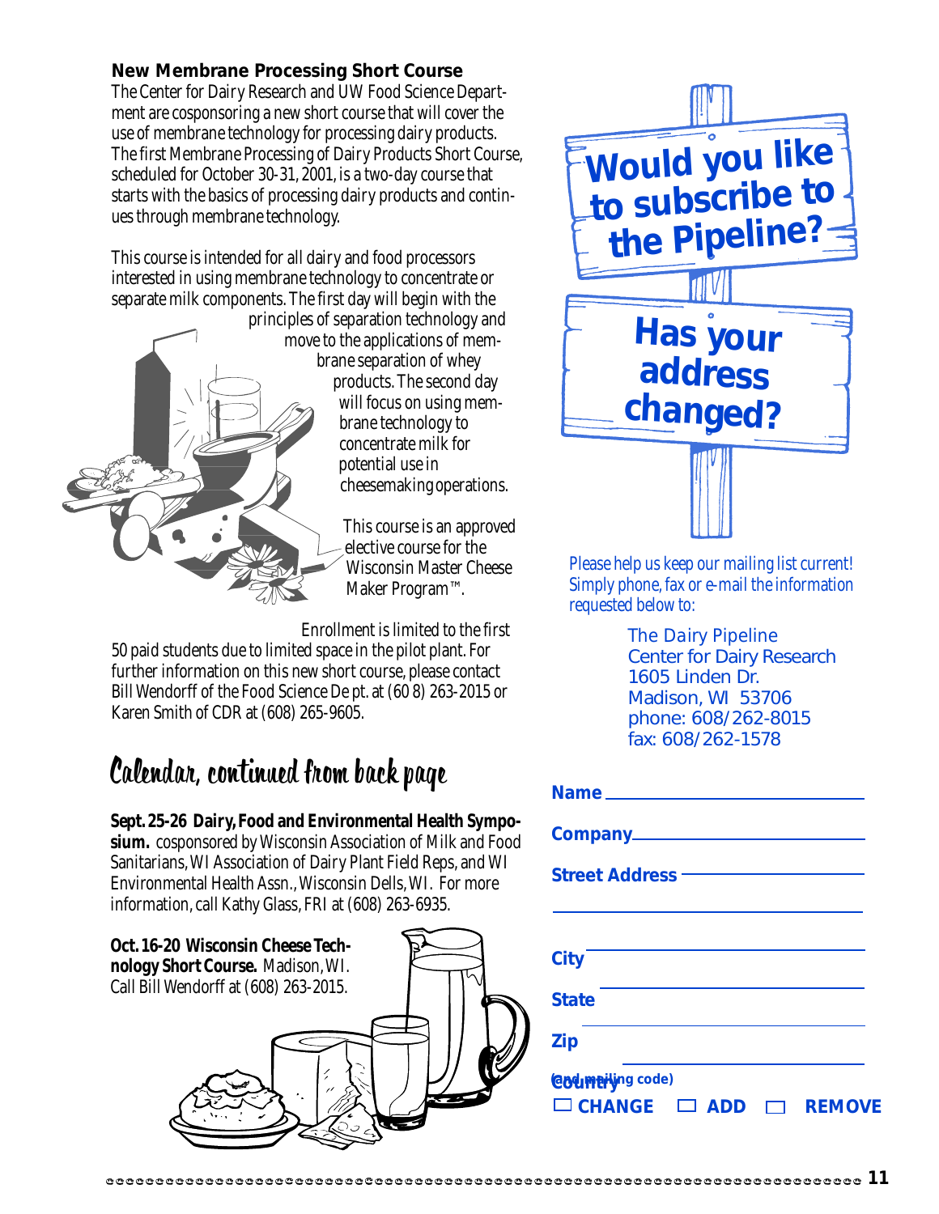### New Membrane Processing Short Course

The Center for Dairy Research and UW Food Science Department are cosponsoring a new short course that will cover the use of membrane technology for processing dairy products. The first Membrane Processing of Dairy Products Short Course, scheduled for October 30-31, 2001, is a two-day course that starts with the basics of processing dairy products and continues through membrane technology.

This course is intended for all dairy and food processors interested in using membrane technology to concentrate or separate milk components. The first day will begin with the principles of separation technology and move to the applications of membrane separation of whey products. The second day will focus on using membrane technology to concentrate milk for potential use in cheesemaking operations.

This course is an approved elective course for the Wisconsin Master Cheese Maker Program™.

Enrollment is limited to the first 50 paid students due to limited space in the pilot plant. For further information on this new short course, please contact Bill Wendorff of the Food Science Dept. at (608) 263-2015 or Karen Smith of CDR at (608) 265-9605.

## Calendar, continued from back page

**Sept. 25-26 Dairy, Food and Environmental Health Symposium.** cosponsored by Wisconsin Association of Milk and Food Sanitarians, WI Association of Dairy Plant Field Reps, and WI Environmental Health Assn., Wisconsin Dells, WI. For more information, call Kathy Glass, FRI at (608) 263-6935.

**Oct. 16-20 Wisconsin Cheese Technology Short Course.** Madison, WI. Call Bill Wendorff at (608) 263-2015.

**Would you like to subscribe to the Pipeline?**

**Has your address changed?**

*Please help us keep our mailing list current! Simply phone, fax or e-mail the information requested below to:*

The Dairy Pipeline
Center for Dairy Research
1605 Linden Dr.
Madison, WI 53706
phone: 608/262-8015
fax: 608/262-1578

**Name** ______________________

**Company** ______________________

**Street Address** ______________________

______________________

**City** ______________________

**State** ______________________

**Zip** ______________________

**Country** (and mailing code) ______________________

☐ CHANGE ☐ ADD ☐ REMOVE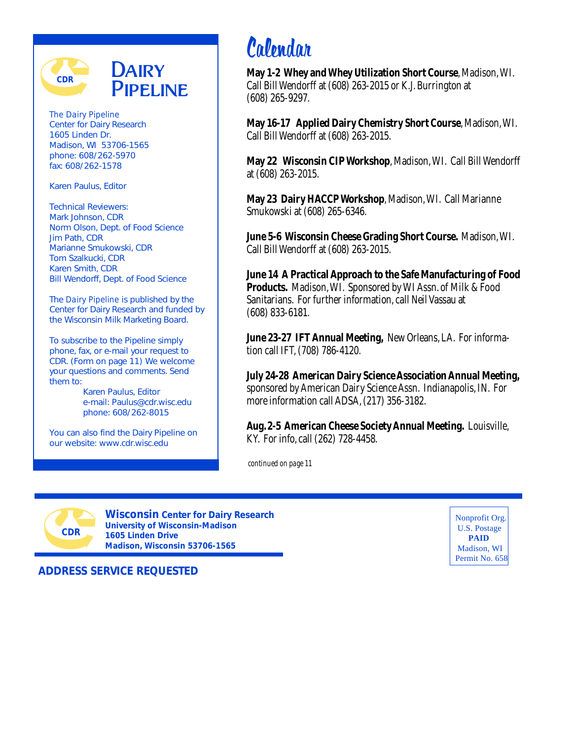# Dairy Pipeline

The Dairy Pipeline
Center for Dairy Research
1605 Linden Dr.
Madison, WI 53706-1565
phone: 608/262-5970
fax: 608/262-1578

Karen Paulus, Editor

Technical Reviewers:
Mark Johnson, CDR
Norm Olson, Dept. of Food Science
Jim Path, CDR
Marianne Smukowski, CDR
Tom Szalkucki, CDR
Karen Smith, CDR
Bill Wendorff, Dept. of Food Science

The Dairy Pipeline is published by the Center for Dairy Research and funded by the Wisconsin Milk Marketing Board.

To subscribe to the Pipeline simply phone, fax, or e-mail your request to CDR. (Form on page 11) We welcome your questions and comments. Send them to:

Karen Paulus, Editor
e-mail: Paulus@cdr.wisc.edu
phone: 608/262-8015

You can also find the Dairy Pipeline on our website: www.cdr.wisc.edu

# Calendar

**May 1-2 Whey and Whey Utilization Short Course**, Madison, WI. Call Bill Wendorff at (608) 263-2015 or K.J. Burrington at (608) 265-9297.

**May 16-17 Applied Dairy Chemistry Short Course**, Madison, WI. Call Bill Wendorff at (608) 263-2015.

**May 22 Wisconsin CIP Workshop**, Madison, WI. Call Bill Wendorff at (608) 263-2015.

**May 23 Dairy HACCP Workshop**, Madison, WI. Call Marianne Smukowski at (608) 265-6346.

**June 5-6 Wisconsin Cheese Grading Short Course.** Madison, WI. Call Bill Wendorff at (608) 263-2015.

**June 14 A Practical Approach to the Safe Manufacturing of Food Products.** Madison, WI. Sponsored by WI Assn. of Milk & Food Sanitarians. For further information, call Neil Vassau at (608) 833-6181.

**June 23-27 IFT Annual Meeting,** New Orleans, LA. For information call IFT, (708) 786-4120.

**July 24-28 American Dairy Science Association Annual Meeting,** sponsored by American Dairy Science Assn. Indianapolis, IN. For more information call ADSA, (217) 356-3182.

**Aug. 2-5 American Cheese Society Annual Meeting.** Louisville, KY. For info, call (262) 728-4458.

*continued on page 11*

**Wisconsin Center for Dairy Research**
**University of Wisconsin-Madison**
**1605 Linden Drive**
**Madison, Wisconsin 53706-1565**

**ADDRESS SERVICE REQUESTED**

Nonprofit Org.
U.S. Postage
**PAID**
Madison, WI
Permit No. 658